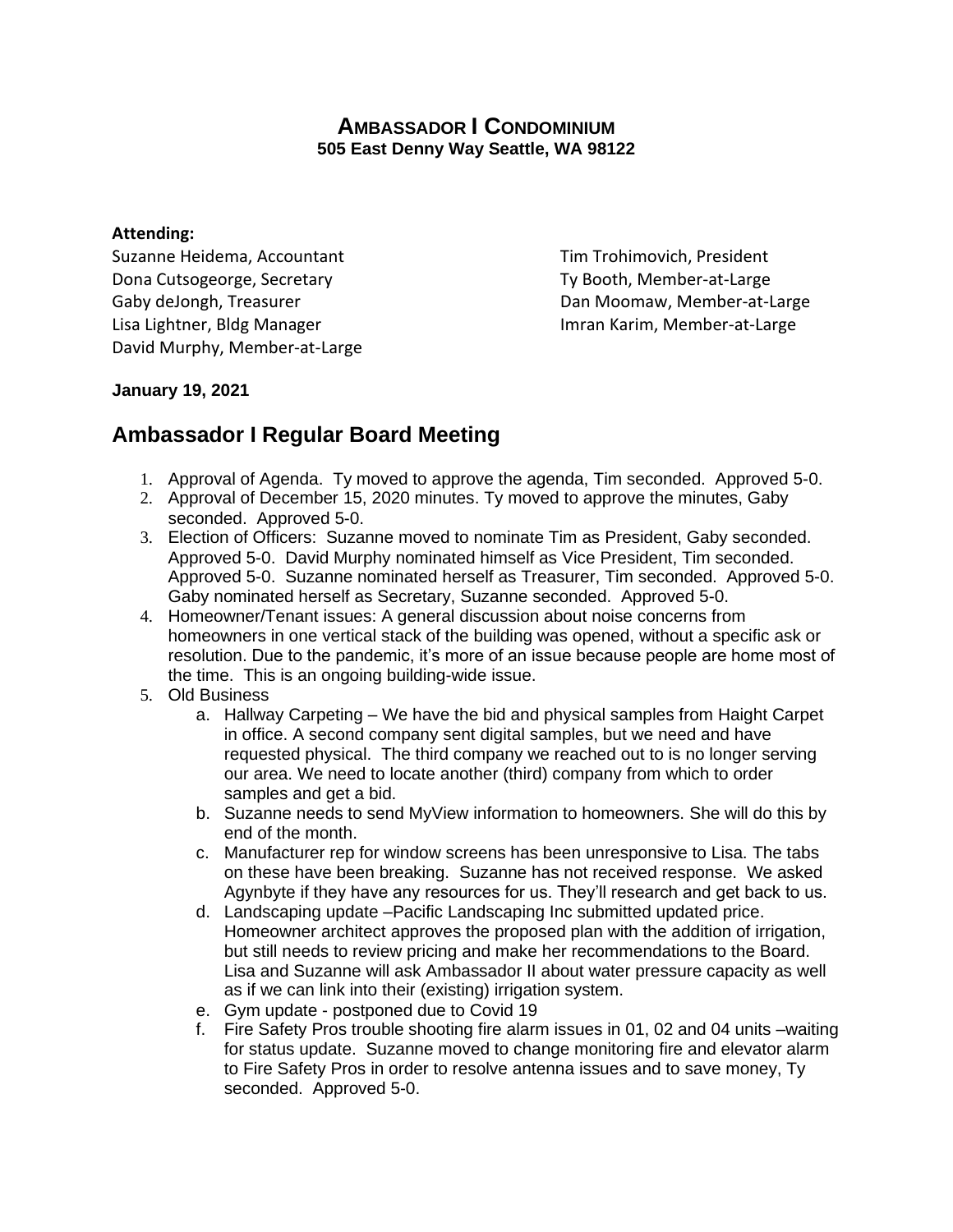# AMBASSADOR I CONDOMINIUM

**505 East Denny Way Seattle, WA 98122**

**Attending:**

Suzanne Heidema, Accountant
Dona Cutsogeorge, Secretary
Gaby deJongh, Treasurer
Lisa Lightner, Bldg Manager
David Murphy, Member-at-Large
Tim Trohimovich, President
Ty Booth, Member-at-Large
Dan Moomaw, Member-at-Large
Imran Karim, Member-at-Large

**January 19, 2021**

## Ambassador I Regular Board Meeting

1. Approval of Agenda. Ty moved to approve the agenda, Tim seconded. Approved 5-0.
2. Approval of December 15, 2020 minutes. Ty moved to approve the minutes, Gaby seconded. Approved 5-0.
3. Election of Officers: Suzanne moved to nominate Tim as President, Gaby seconded. Approved 5-0. David Murphy nominated himself as Vice President, Tim seconded. Approved 5-0. Suzanne nominated herself as Treasurer, Tim seconded. Approved 5-0. Gaby nominated herself as Secretary, Suzanne seconded. Approved 5-0.
4. Homeowner/Tenant issues: A general discussion about noise concerns from homeowners in one vertical stack of the building was opened, without a specific ask or resolution. Due to the pandemic, it's more of an issue because people are home most of the time. This is an ongoing building-wide issue.
5. Old Business
   a. Hallway Carpeting – We have the bid and physical samples from Haight Carpet in office. A second company sent digital samples, but we need and have requested physical. The third company we reached out to is no longer serving our area. We need to locate another (third) company from which to order samples and get a bid.
   b. Suzanne needs to send MyView information to homeowners. She will do this by end of the month.
   c. Manufacturer rep for window screens has been unresponsive to Lisa. The tabs on these have been breaking. Suzanne has not received response. We asked Agynbyte if they have any resources for us. They'll research and get back to us.
   d. Landscaping update –Pacific Landscaping Inc submitted updated price. Homeowner architect approves the proposed plan with the addition of irrigation, but still needs to review pricing and make her recommendations to the Board. Lisa and Suzanne will ask Ambassador II about water pressure capacity as well as if we can link into their (existing) irrigation system.
   e. Gym update - postponed due to Covid 19
   f. Fire Safety Pros trouble shooting fire alarm issues in 01, 02 and 04 units –waiting for status update. Suzanne moved to change monitoring fire and elevator alarm to Fire Safety Pros in order to resolve antenna issues and to save money, Ty seconded. Approved 5-0.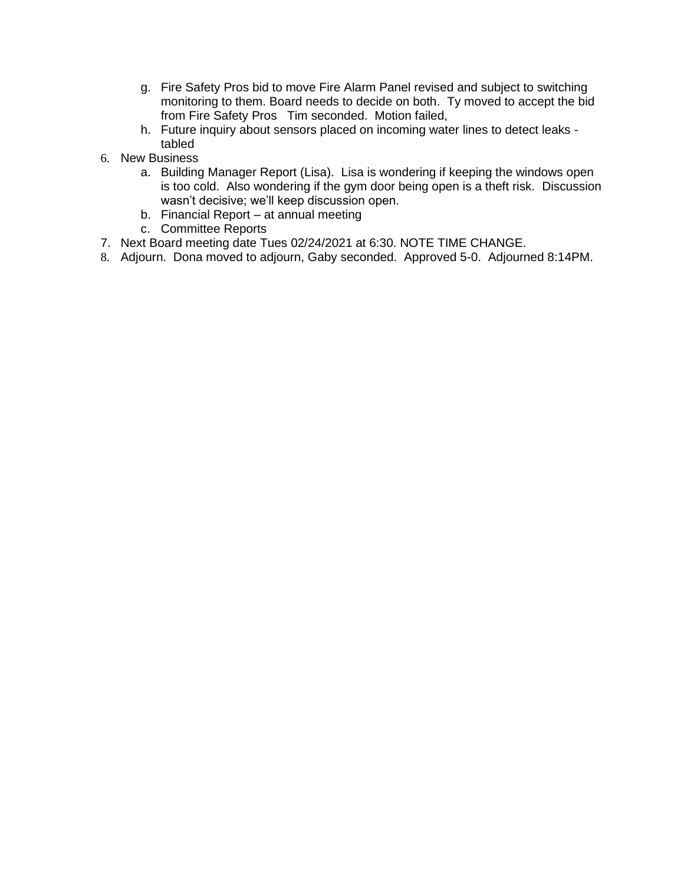g. Fire Safety Pros bid to move Fire Alarm Panel revised and subject to switching monitoring to them. Board needs to decide on both. Ty moved to accept the bid from Fire Safety Pros Tim seconded. Motion failed,
   h. Future inquiry about sensors placed on incoming water lines to detect leaks - tabled

6. New Business
   a. Building Manager Report (Lisa). Lisa is wondering if keeping the windows open is too cold. Also wondering if the gym door being open is a theft risk. Discussion wasn't decisive; we'll keep discussion open.
   b. Financial Report – at annual meeting
   c. Committee Reports
7. Next Board meeting date Tues 02/24/2021 at 6:30. NOTE TIME CHANGE.
8. Adjourn. Dona moved to adjourn, Gaby seconded. Approved 5-0. Adjourned 8:14PM.